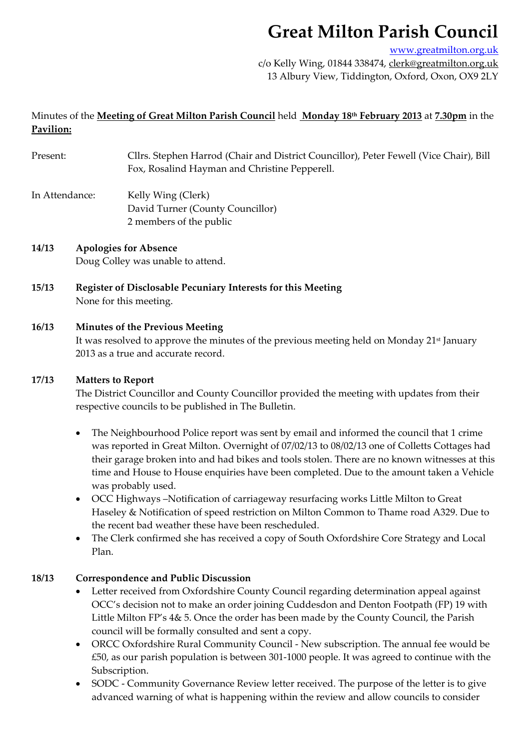# Great Milton Parish Council

www.greatmilton.org.uk
c/o Kelly Wing, 01844 338474, clerk@greatmilton.org.uk
13 Albury View, Tiddington, Oxford, Oxon, OX9 2LY

Minutes of the **Meeting of Great Milton Parish Council** held **Monday 18th February 2013** at **7.30pm** in the **Pavilion:**

Present: Cllrs. Stephen Harrod (Chair and District Councillor), Peter Fewell (Vice Chair), Bill Fox, Rosalind Hayman and Christine Pepperell.

In Attendance: Kelly Wing (Clerk)
David Turner (County Councillor)
2 members of the public

**14/13 Apologies for Absence**

Doug Colley was unable to attend.

**15/13 Register of Disclosable Pecuniary Interests for this Meeting**

None for this meeting.

**16/13 Minutes of the Previous Meeting**

It was resolved to approve the minutes of the previous meeting held on Monday 21st January 2013 as a true and accurate record.

**17/13 Matters to Report**

The District Councillor and County Councillor provided the meeting with updates from their respective councils to be published in The Bulletin.

- The Neighbourhood Police report was sent by email and informed the council that 1 crime was reported in Great Milton. Overnight of 07/02/13 to 08/02/13 one of Colletts Cottages had their garage broken into and had bikes and tools stolen. There are no known witnesses at this time and House to House enquiries have been completed. Due to the amount taken a Vehicle was probably used.
- OCC Highways –Notification of carriageway resurfacing works Little Milton to Great Haseley & Notification of speed restriction on Milton Common to Thame road A329. Due to the recent bad weather these have been rescheduled.
- The Clerk confirmed she has received a copy of South Oxfordshire Core Strategy and Local Plan.

**18/13 Correspondence and Public Discussion**

- Letter received from Oxfordshire County Council regarding determination appeal against OCC's decision not to make an order joining Cuddesdon and Denton Footpath (FP) 19 with Little Milton FP's 4& 5. Once the order has been made by the County Council, the Parish council will be formally consulted and sent a copy.
- ORCC Oxfordshire Rural Community Council - New subscription. The annual fee would be £50, as our parish population is between 301-1000 people. It was agreed to continue with the Subscription.
- SODC - Community Governance Review letter received. The purpose of the letter is to give advanced warning of what is happening within the review and allow councils to consider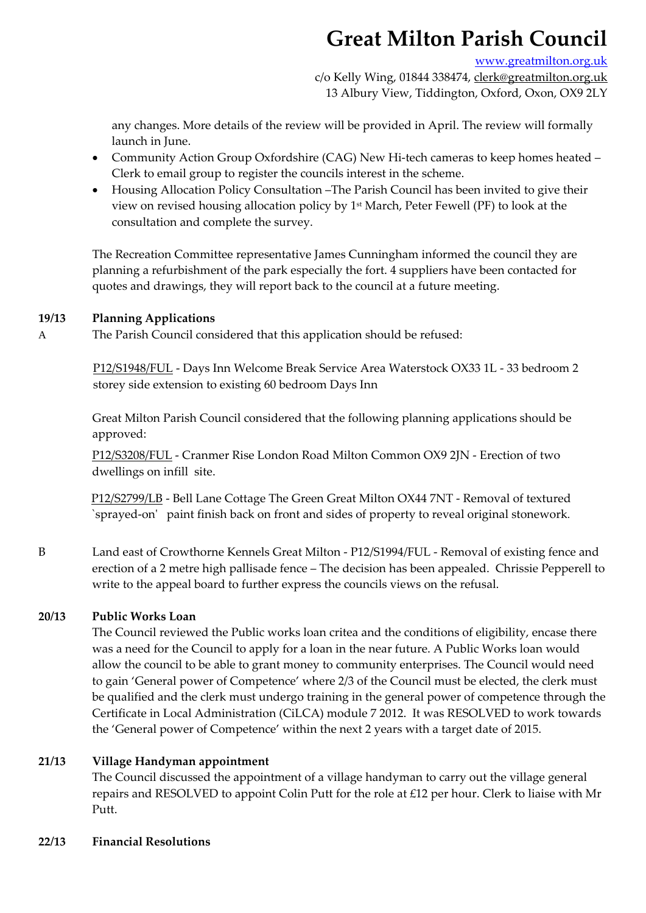any changes. More details of the review will be provided in April. The review will formally launch in June.

- Community Action Group Oxfordshire (CAG) New Hi-tech cameras to keep homes heated – Clerk to email group to register the councils interest in the scheme.
- Housing Allocation Policy Consultation –The Parish Council has been invited to give their view on revised housing allocation policy by 1st March, Peter Fewell (PF) to look at the consultation and complete the survey.

The Recreation Committee representative James Cunningham informed the council they are planning a refurbishment of the park especially the fort. 4 suppliers have been contacted for quotes and drawings, they will report back to the council at a future meeting.

**19/13 Planning Applications**

A The Parish Council considered that this application should be refused:

P12/S1948/FUL - Days Inn Welcome Break Service Area Waterstock OX33 1L - 33 bedroom 2 storey side extension to existing 60 bedroom Days Inn

Great Milton Parish Council considered that the following planning applications should be approved:

P12/S3208/FUL - Cranmer Rise London Road Milton Common OX9 2JN - Erection of two dwellings on infill site.

P12/S2799/LB - Bell Lane Cottage The Green Great Milton OX44 7NT - Removal of textured `sprayed-on' paint finish back on front and sides of property to reveal original stonework.

B Land east of Crowthorne Kennels Great Milton - P12/S1994/FUL - Removal of existing fence and erection of a 2 metre high pallisade fence – The decision has been appealed. Chrissie Pepperell to write to the appeal board to further express the councils views on the refusal.

**20/13 Public Works Loan**

The Council reviewed the Public works loan critea and the conditions of eligibility, encase there was a need for the Council to apply for a loan in the near future. A Public Works loan would allow the council to be able to grant money to community enterprises. The Council would need to gain 'General power of Competence' where 2/3 of the Council must be elected, the clerk must be qualified and the clerk must undergo training in the general power of competence through the Certificate in Local Administration (CiLCA) module 7 2012. It was RESOLVED to work towards the 'General power of Competence' within the next 2 years with a target date of 2015.

**21/13 Village Handyman appointment**

The Council discussed the appointment of a village handyman to carry out the village general repairs and RESOLVED to appoint Colin Putt for the role at £12 per hour. Clerk to liaise with Mr Putt.

**22/13 Financial Resolutions**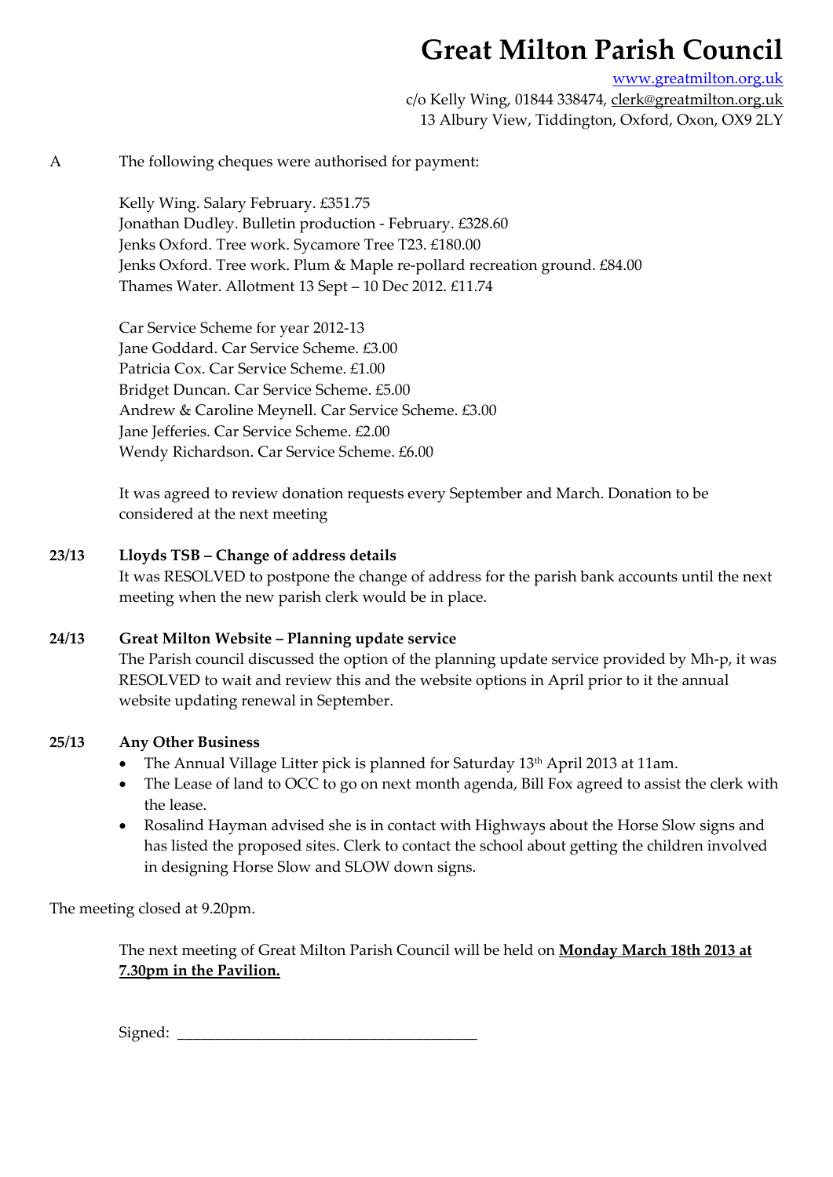# Great Milton Parish Council

www.greatmilton.org.uk
c/o Kelly Wing, 01844 338474, clerk@greatmilton.org.uk
13 Albury View, Tiddington, Oxford, Oxon, OX9 2LY

A The following cheques were authorised for payment:

Kelly Wing. Salary February. £351.75
Jonathan Dudley. Bulletin production - February. £328.60
Jenks Oxford. Tree work. Sycamore Tree T23. £180.00
Jenks Oxford. Tree work. Plum & Maple re-pollard recreation ground. £84.00
Thames Water. Allotment 13 Sept – 10 Dec 2012. £11.74

Car Service Scheme for year 2012-13
Jane Goddard. Car Service Scheme. £3.00
Patricia Cox. Car Service Scheme. £1.00
Bridget Duncan. Car Service Scheme. £5.00
Andrew & Caroline Meynell. Car Service Scheme. £3.00
Jane Jefferies. Car Service Scheme. £2.00
Wendy Richardson. Car Service Scheme. £6.00

It was agreed to review donation requests every September and March. Donation to be considered at the next meeting

**23/13 Lloyds TSB – Change of address details**
It was RESOLVED to postpone the change of address for the parish bank accounts until the next meeting when the new parish clerk would be in place.

**24/13 Great Milton Website – Planning update service**
The Parish council discussed the option of the planning update service provided by Mh-p, it was RESOLVED to wait and review this and the website options in April prior to it the annual website updating renewal in September.

**25/13 Any Other Business**

- The Annual Village Litter pick is planned for Saturday 13th April 2013 at 11am.
- The Lease of land to OCC to go on next month agenda, Bill Fox agreed to assist the clerk with the lease.
- Rosalind Hayman advised she is in contact with Highways about the Horse Slow signs and has listed the proposed sites. Clerk to contact the school about getting the children involved in designing Horse Slow and SLOW down signs.

The meeting closed at 9.20pm.

The next meeting of Great Milton Parish Council will be held on **Monday March 18th 2013 at 7.30pm in the Pavilion.**

Signed: ______________________________________